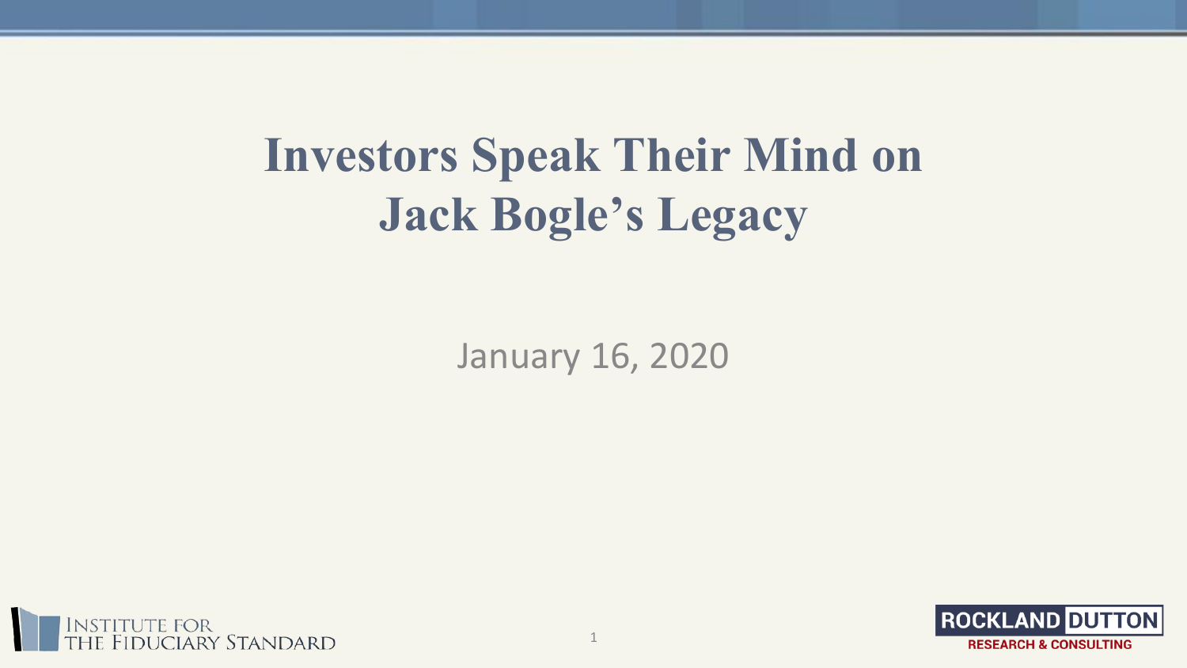# Investors Speak Their Mind on Jack Bogle's Legacy

January 16, 2020

Institute for the Fiduciary Standard

Rockland Dutton Research & Consulting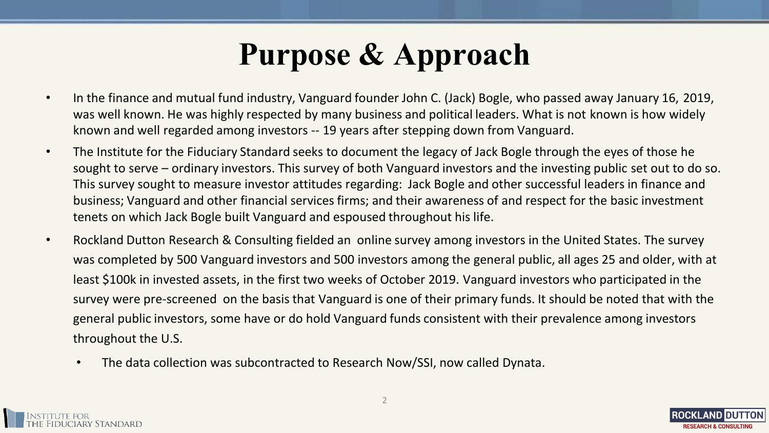# Purpose & Approach

- In the finance and mutual fund industry, Vanguard founder John C. (Jack) Bogle, who passed away January 16, 2019, was well known. He was highly respected by many business and political leaders. What is not known is how widely known and well regarded among investors -- 19 years after stepping down from Vanguard.
- The Institute for the Fiduciary Standard seeks to document the legacy of Jack Bogle through the eyes of those he sought to serve – ordinary investors. This survey of both Vanguard investors and the investing public set out to do so. This survey sought to measure investor attitudes regarding: Jack Bogle and other successful leaders in finance and business; Vanguard and other financial services firms; and their awareness of and respect for the basic investment tenets on which Jack Bogle built Vanguard and espoused throughout his life.
- Rockland Dutton Research & Consulting fielded an online survey among investors in the United States. The survey was completed by 500 Vanguard investors and 500 investors among the general public, all ages 25 and older, with at least $100k in invested assets, in the first two weeks of October 2019. Vanguard investors who participated in the survey were pre-screened on the basis that Vanguard is one of their primary funds. It should be noted that with the general public investors, some have or do hold Vanguard funds consistent with their prevalence among investors throughout the U.S.
  - The data collection was subcontracted to Research Now/SSI, now called Dynata.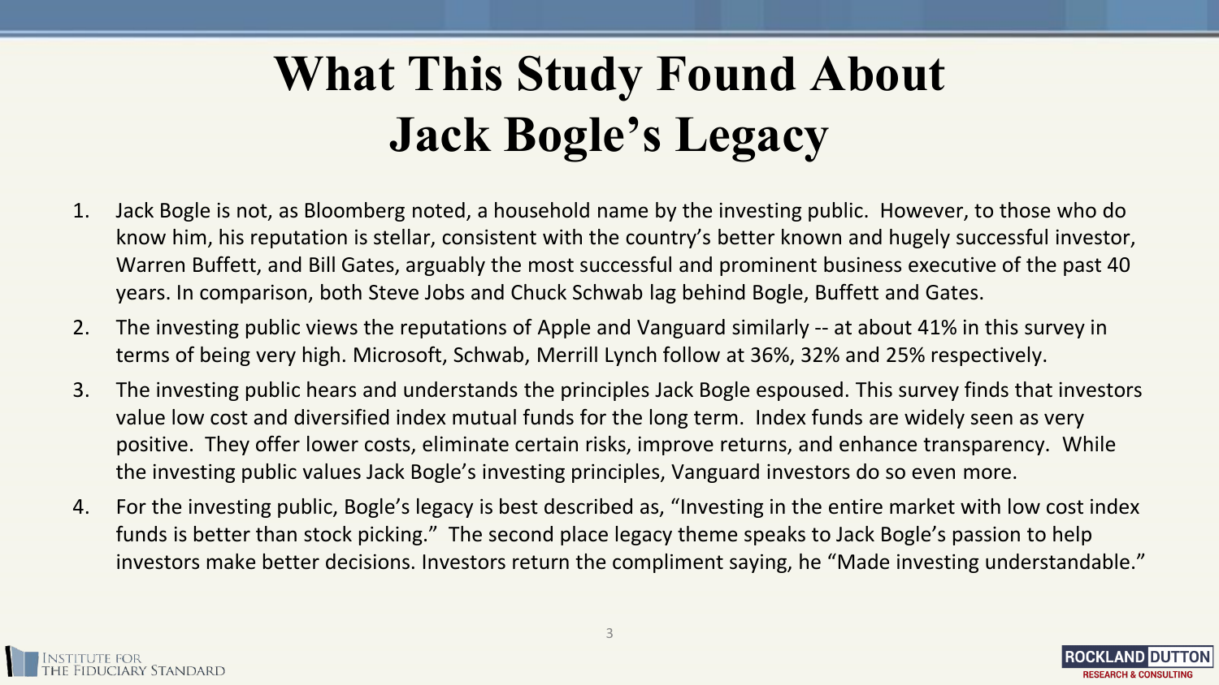# What This Study Found About Jack Bogle's Legacy

1. Jack Bogle is not, as Bloomberg noted, a household name by the investing public. However, to those who do know him, his reputation is stellar, consistent with the country's better known and hugely successful investor, Warren Buffett, and Bill Gates, arguably the most successful and prominent business executive of the past 40 years. In comparison, both Steve Jobs and Chuck Schwab lag behind Bogle, Buffett and Gates.
2. The investing public views the reputations of Apple and Vanguard similarly -- at about 41% in this survey in terms of being very high. Microsoft, Schwab, Merrill Lynch follow at 36%, 32% and 25% respectively.
3. The investing public hears and understands the principles Jack Bogle espoused. This survey finds that investors value low cost and diversified index mutual funds for the long term. Index funds are widely seen as very positive. They offer lower costs, eliminate certain risks, improve returns, and enhance transparency. While the investing public values Jack Bogle's investing principles, Vanguard investors do so even more.
4. For the investing public, Bogle's legacy is best described as, "Investing in the entire market with low cost index funds is better than stock picking." The second place legacy theme speaks to Jack Bogle's passion to help investors make better decisions. Investors return the compliment saying, he "Made investing understandable."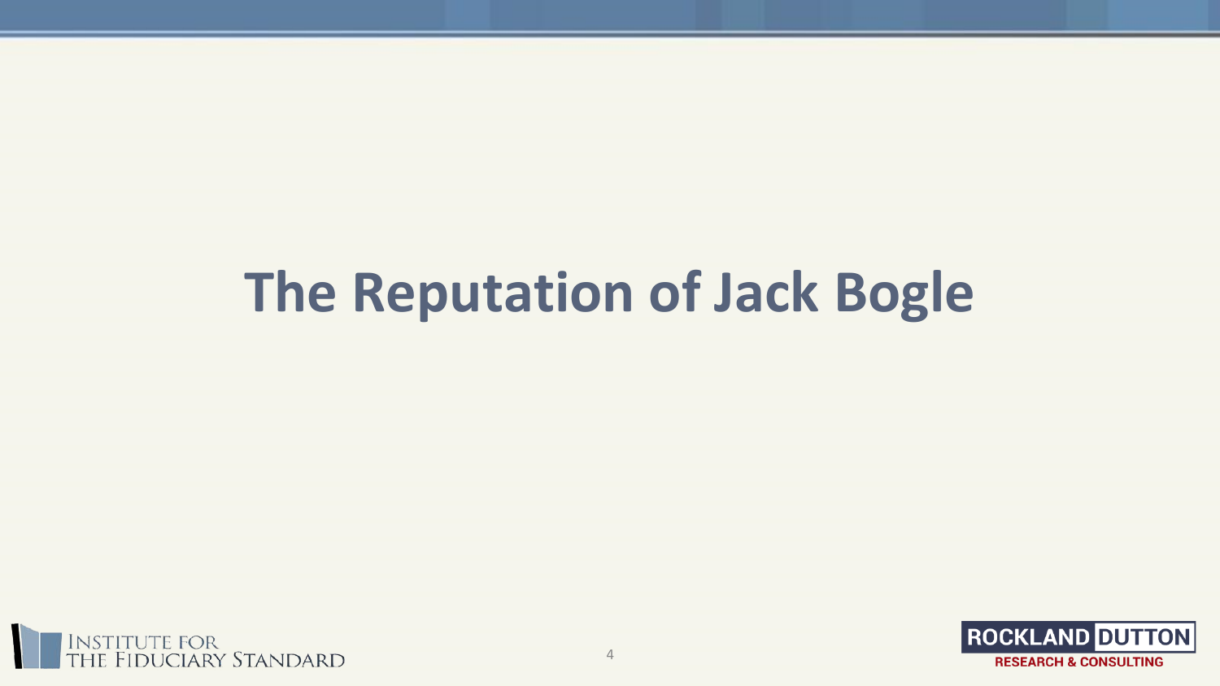# The Reputation of Jack Bogle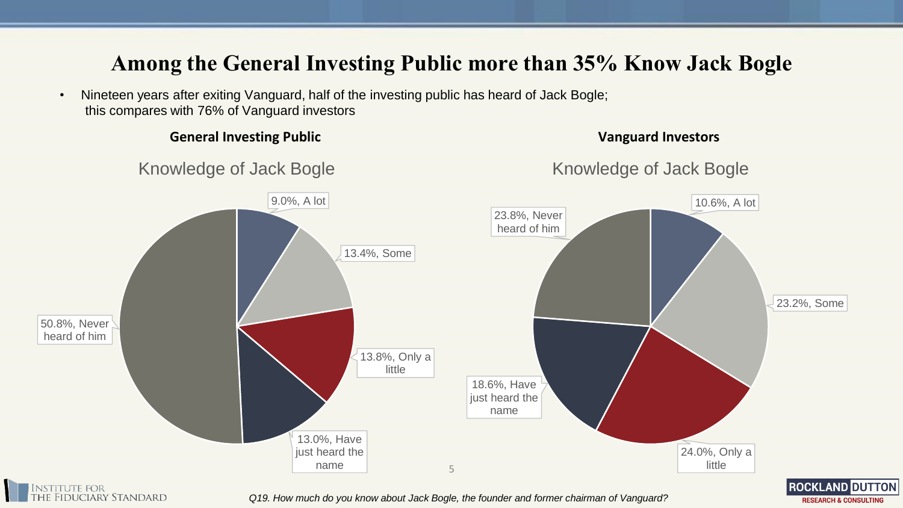# Among the General Investing Public more than 35% Know Jack Bogle

- Nineteen years after exiting Vanguard, half of the investing public has heard of Jack Bogle; this compares with 76% of Vanguard investors

**General Investing Public**

Knowledge of Jack Bogle

| Response | Percent |
| --- | --- |
| A lot | 9.0% |
| Some | 13.4% |
| Only a little | 13.8% |
| Have just heard the name | 13.0% |
| Never heard of him | 50.8% |

**Vanguard Investors**

Knowledge of Jack Bogle

| Response | Percent |
| --- | --- |
| A lot | 10.6% |
| Some | 23.2% |
| Only a little | 24.0% |
| Have just heard the name | 18.6% |
| Never heard of him | 23.8% |

*Q19. How much do you know about Jack Bogle, the founder and former chairman of Vanguard?*

Institute for the Fiduciary Standard

Rockland Dutton Research & Consulting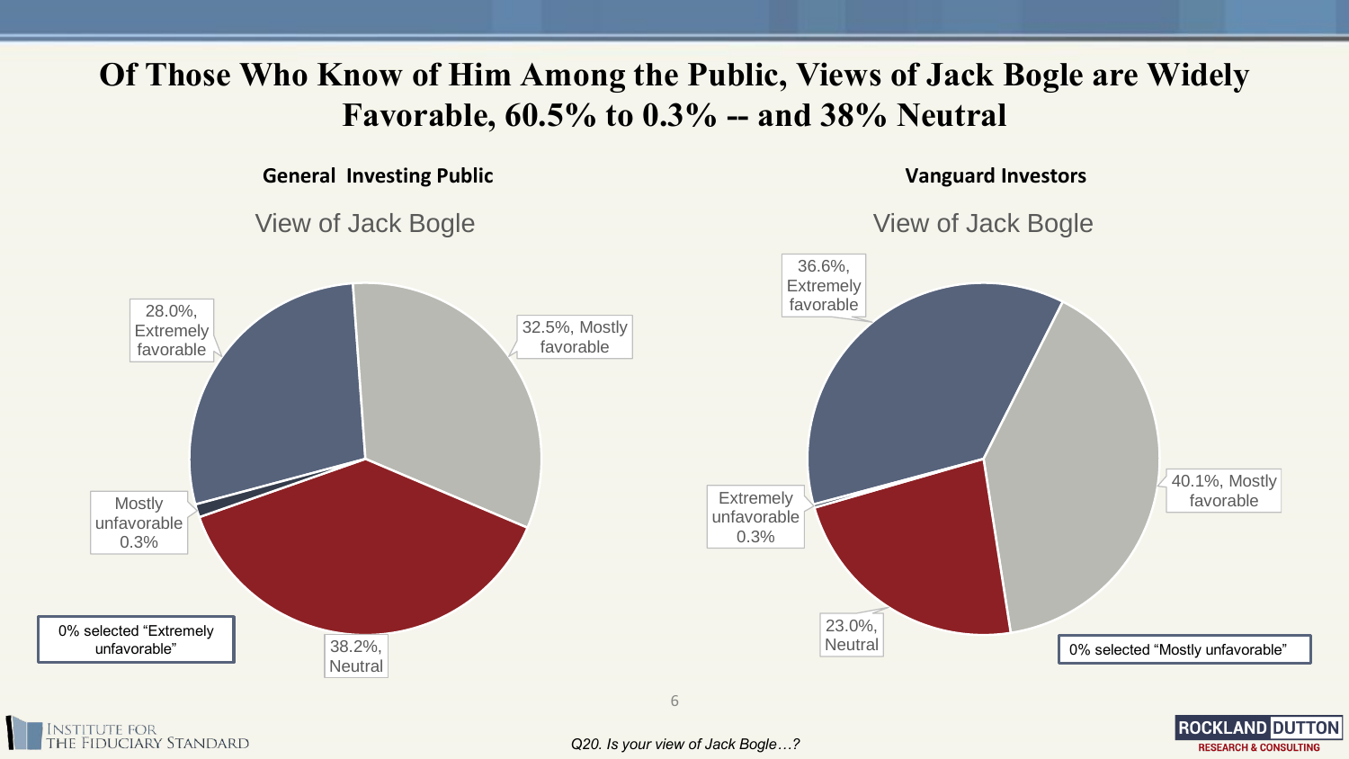# Of Those Who Know of Him Among the Public, Views of Jack Bogle are Widely Favorable, 60.5% to 0.3% -- and 38% Neutral

**General Investing Public**

View of Jack Bogle

- 28.0%, Extremely favorable
- 32.5%, Mostly favorable
- 38.2%, Neutral
- Mostly unfavorable 0.3%

0% selected "Extremely unfavorable"

**Vanguard Investors**

View of Jack Bogle

- 36.6%, Extremely favorable
- 40.1%, Mostly favorable
- 23.0%, Neutral
- Extremely unfavorable 0.3%

0% selected "Mostly unfavorable"

*Q20. Is your view of Jack Bogle…?*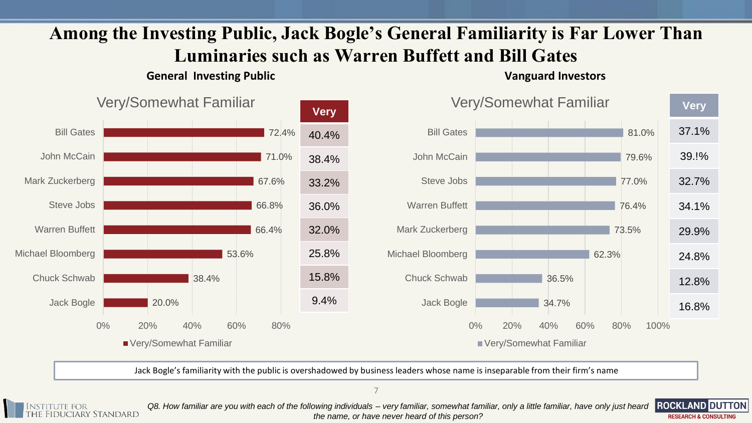# Among the Investing Public, Jack Bogle's General Familiarity is Far Lower Than Luminaries such as Warren Buffett and Bill Gates

## General Investing Public

| Individual | Very/Somewhat Familiar | Very |
|---|---|---|
| Bill Gates | 72.4% | 40.4% |
| John McCain | 71.0% | 38.4% |
| Mark Zuckerberg | 67.6% | 33.2% |
| Steve Jobs | 66.8% | 36.0% |
| Warren Buffett | 66.4% | 32.0% |
| Michael Bloomberg | 53.6% | 25.8% |
| Chuck Schwab | 38.4% | 15.8% |
| Jack Bogle | 20.0% | 9.4% |

## Vanguard Investors

| Individual | Very/Somewhat Familiar | Very |
|---|---|---|
| Bill Gates | 81.0% | 37.1% |
| John McCain | 79.6% | 39.!% |
| Steve Jobs | 77.0% | 32.7% |
| Warren Buffett | 76.4% | 34.1% |
| Mark Zuckerberg | 73.5% | 29.9% |
| Michael Bloomberg | 62.3% | 24.8% |
| Chuck Schwab | 36.5% | 12.8% |
| Jack Bogle | 34.7% | 16.8% |

Jack Bogle's familiarity with the public is overshadowed by business leaders whose name is inseparable from their firm's name

*Q8. How familiar are you with each of the following individuals – very familiar, somewhat familiar, only a little familiar, have only just heard the name, or have never heard of this person?*

Institute for the Fiduciary Standard | Rockland Dutton Research & Consulting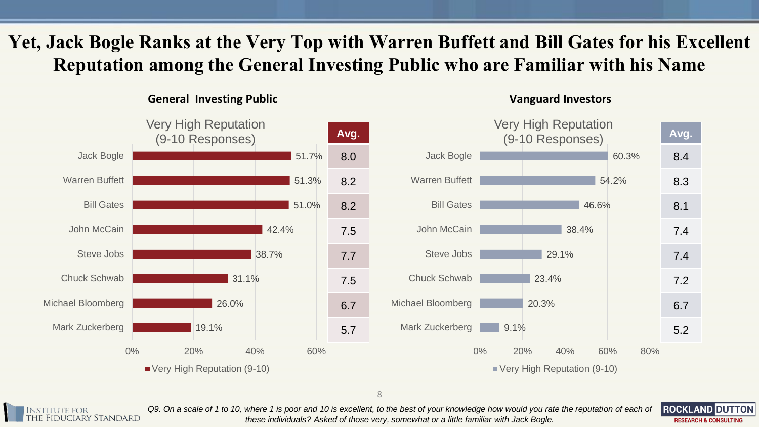# Yet, Jack Bogle Ranks at the Very Top with Warren Buffett and Bill Gates for his Excellent Reputation among the General Investing Public who are Familiar with his Name

## General Investing Public

| | Very High Reputation (9-10 Responses) | Avg. |
|---|---|---|
| Jack Bogle | 51.7% | 8.0 |
| Warren Buffett | 51.3% | 8.2 |
| Bill Gates | 51.0% | 8.2 |
| John McCain | 42.4% | 7.5 |
| Steve Jobs | 38.7% | 7.7 |
| Chuck Schwab | 31.1% | 7.5 |
| Michael Bloomberg | 26.0% | 6.7 |
| Mark Zuckerberg | 19.1% | 5.7 |

## Vanguard Investors

| | Very High Reputation (9-10 Responses) | Avg. |
|---|---|---|
| Jack Bogle | 60.3% | 8.4 |
| Warren Buffett | 54.2% | 8.3 |
| Bill Gates | 46.6% | 8.1 |
| John McCain | 38.4% | 7.4 |
| Steve Jobs | 29.1% | 7.4 |
| Chuck Schwab | 23.4% | 7.2 |
| Michael Bloomberg | 20.3% | 6.7 |
| Mark Zuckerberg | 9.1% | 5.2 |

*Q9. On a scale of 1 to 10, where 1 is poor and 10 is excellent, to the best of your knowledge how would you rate the reputation of each of these individuals? Asked of those very, somewhat or a little familiar with Jack Bogle.*

Institute for the Fiduciary Standard

Rockland Dutton Research & Consulting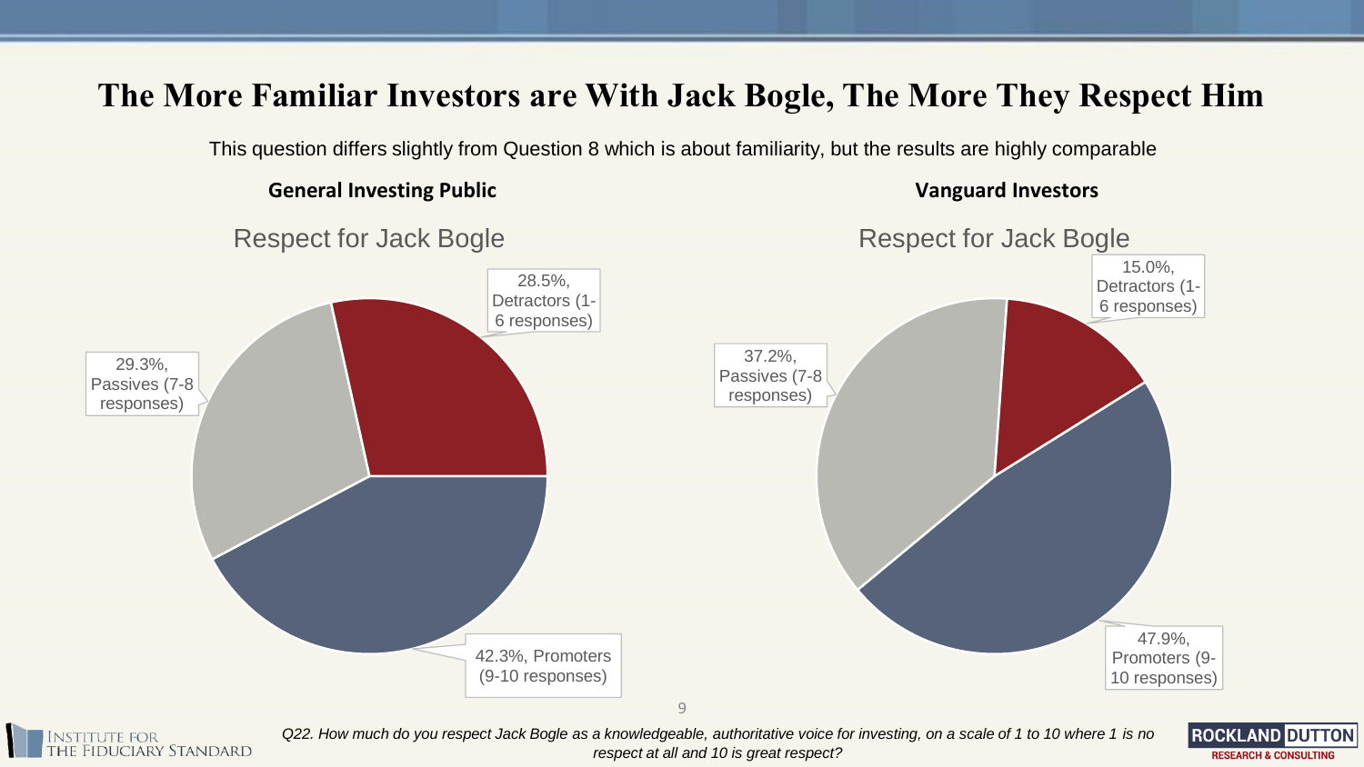# The More Familiar Investors are With Jack Bogle, The More They Respect Him

This question differs slightly from Question 8 which is about familiarity, but the results are highly comparable

**General Investing Public**

Respect for Jack Bogle

| Category | Percentage |
|---|---|
| Detractors (1-6 responses) | 28.5% |
| Passives (7-8 responses) | 29.3% |
| Promoters (9-10 responses) | 42.3% |

**Vanguard Investors**

Respect for Jack Bogle

| Category | Percentage |
|---|---|
| Detractors (1-6 responses) | 15.0% |
| Passives (7-8 responses) | 37.2% |
| Promoters (9-10 responses) | 47.9% |

*Q22. How much do you respect Jack Bogle as a knowledgeable, authoritative voice for investing, on a scale of 1 to 10 where 1 is no respect at all and 10 is great respect?*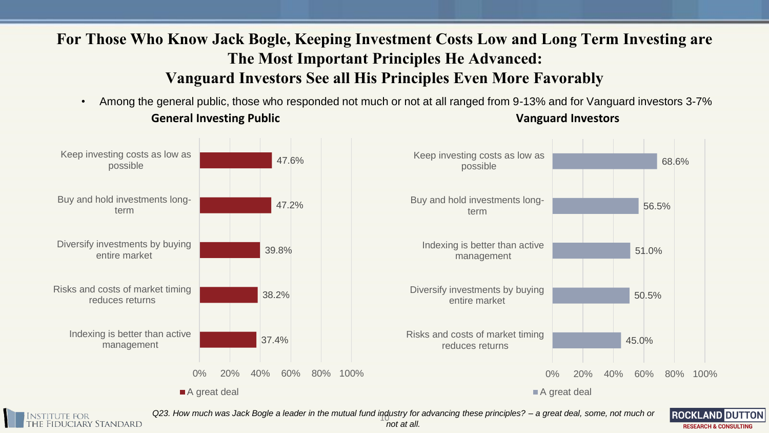# For Those Who Know Jack Bogle, Keeping Investment Costs Low and Long Term Investing are The Most Important Principles He Advanced: Vanguard Investors See all His Principles Even More Favorably

- Among the general public, those who responded not much or not at all ranged from 9-13% and for Vanguard investors 3-7%

**General Investing Public**

| Principle | A great deal |
|---|---|
| Keep investing costs as low as possible | 47.6% |
| Buy and hold investments long-term | 47.2% |
| Diversify investments by buying entire market | 39.8% |
| Risks and costs of market timing reduces returns | 38.2% |
| Indexing is better than active management | 37.4% |

**Vanguard Investors**

| Principle | A great deal |
|---|---|
| Keep investing costs as low as possible | 68.6% |
| Buy and hold investments long-term | 56.5% |
| Indexing is better than active management | 51.0% |
| Diversify investments by buying entire market | 50.5% |
| Risks and costs of market timing reduces returns | 45.0% |

*Q23. How much was Jack Bogle a leader in the mutual fund industry for advancing these principles? – a great deal, some, not much or not at all.*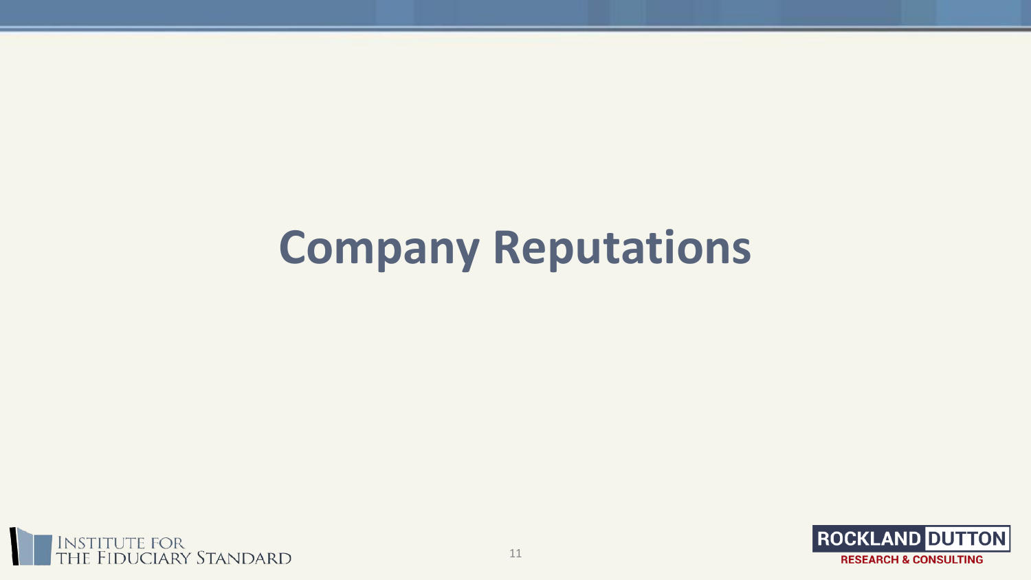# Company Reputations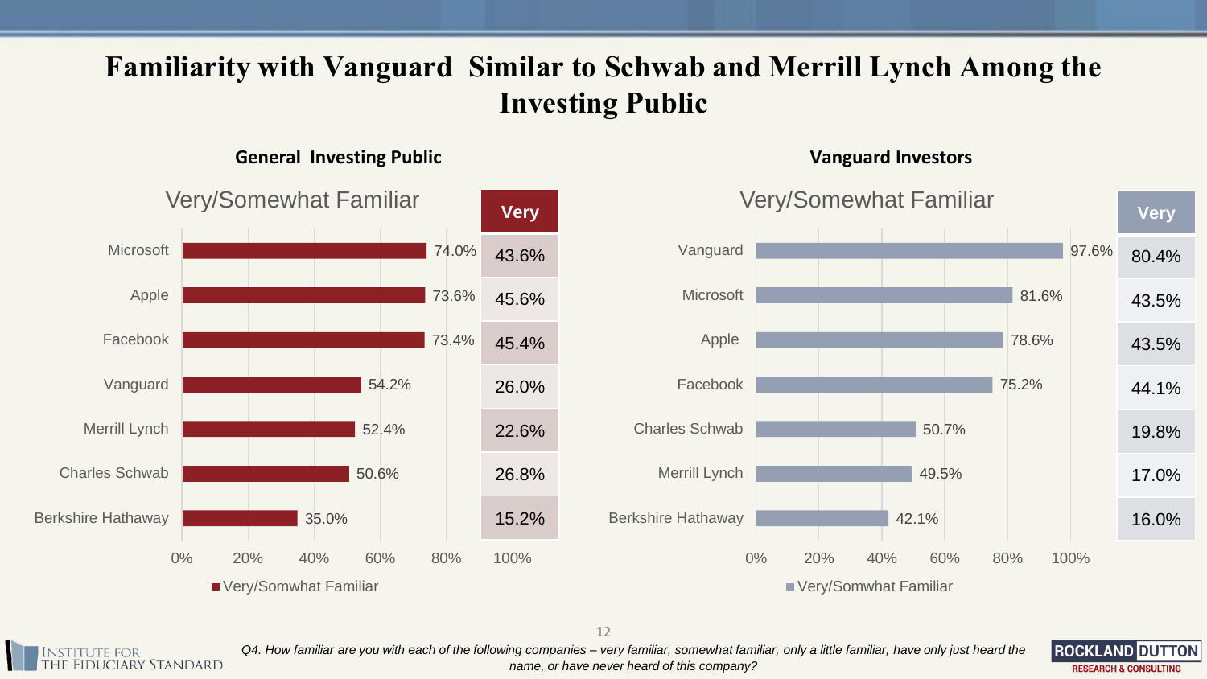# Familiarity with Vanguard Similar to Schwab and Merrill Lynch Among the Investing Public

## General Investing Public

| Company | Very/Somewhat Familiar | Very |
| --- | --- | --- |
| Microsoft | 74.0% | 43.6% |
| Apple | 73.6% | 45.6% |
| Facebook | 73.4% | 45.4% |
| Vanguard | 54.2% | 26.0% |
| Merrill Lynch | 52.4% | 22.6% |
| Charles Schwab | 50.6% | 26.8% |
| Berkshire Hathaway | 35.0% | 15.2% |

## Vanguard Investors

| Company | Very/Somewhat Familiar | Very |
| --- | --- | --- |
| Vanguard | 97.6% | 80.4% |
| Microsoft | 81.6% | 43.5% |
| Apple | 78.6% | 43.5% |
| Facebook | 75.2% | 44.1% |
| Charles Schwab | 50.7% | 19.8% |
| Merrill Lynch | 49.5% | 17.0% |
| Berkshire Hathaway | 42.1% | 16.0% |

*Q4. How familiar are you with each of the following companies – very familiar, somewhat familiar, only a little familiar, have only just heard the name, or have never heard of this company?*

Institute for the Fiduciary Standard

Rockland Dutton Research & Consulting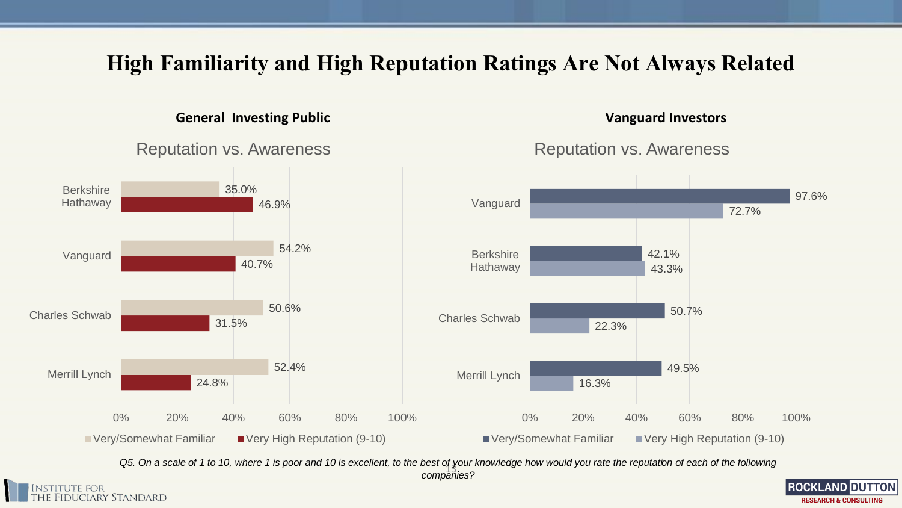# High Familiarity and High Reputation Ratings Are Not Always Related

## General Investing Public

### Reputation vs. Awareness

| Company | Very/Somewhat Familiar | Very High Reputation (9-10) |
| --- | --- | --- |
| Berkshire Hathaway | 35.0% | 46.9% |
| Vanguard | 54.2% | 40.7% |
| Charles Schwab | 50.6% | 31.5% |
| Merrill Lynch | 52.4% | 24.8% |

## Vanguard Investors

### Reputation vs. Awareness

| Company | Very/Somewhat Familiar | Very High Reputation (9-10) |
| --- | --- | --- |
| Vanguard | 97.6% | 72.7% |
| Berkshire Hathaway | 42.1% | 43.3% |
| Charles Schwab | 50.7% | 22.3% |
| Merrill Lynch | 49.5% | 16.3% |

*Q5. On a scale of 1 to 10, where 1 is poor and 10 is excellent, to the best of your knowledge how would you rate the reputation of each of the following companies?*

Institute for the Fiduciary Standard

Rockland Dutton Research & Consulting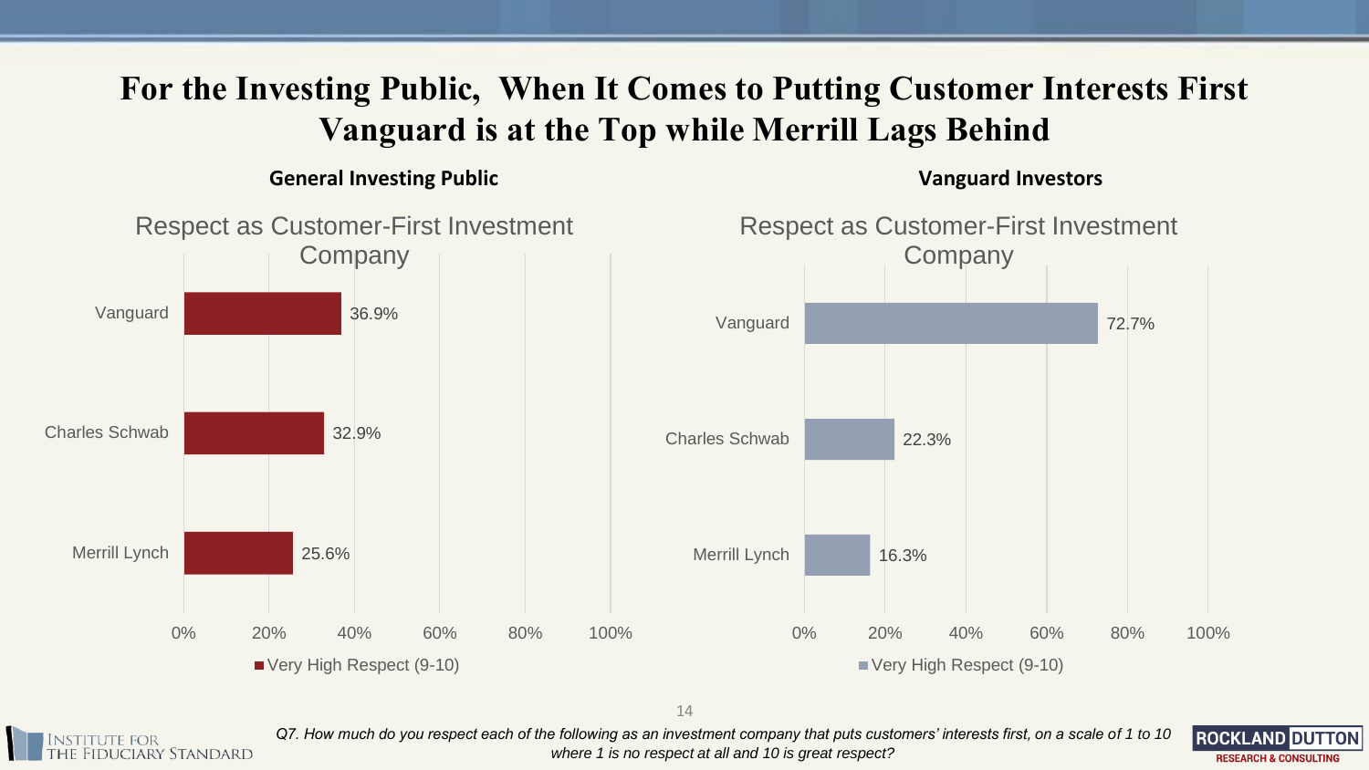# For the Investing Public, When It Comes to Putting Customer Interests First Vanguard is at the Top while Merrill Lags Behind

## General Investing Public

### Respect as Customer-First Investment Company

| Company | Very High Respect (9-10) |
|---|---|
| Vanguard | 36.9% |
| Charles Schwab | 32.9% |
| Merrill Lynch | 25.6% |

## Vanguard Investors

### Respect as Customer-First Investment Company

| Company | Very High Respect (9-10) |
|---|---|
| Vanguard | 72.7% |
| Charles Schwab | 22.3% |
| Merrill Lynch | 16.3% |

*Q7. How much do you respect each of the following as an investment company that puts customers' interests first, on a scale of 1 to 10 where 1 is no respect at all and 10 is great respect?*

Institute for the Fiduciary Standard

Rockland Dutton Research & Consulting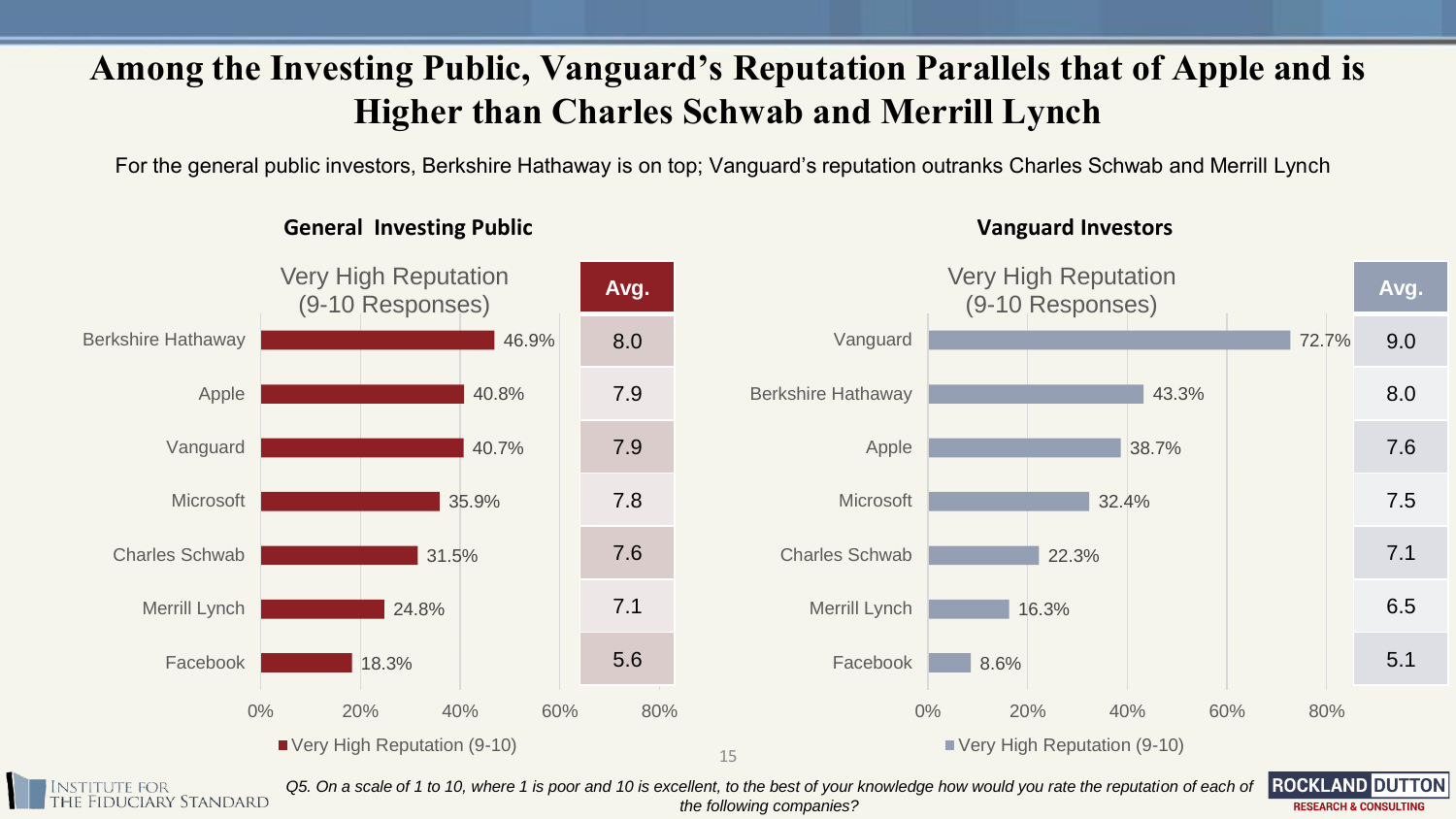# Among the Investing Public, Vanguard's Reputation Parallels that of Apple and is Higher than Charles Schwab and Merrill Lynch

For the general public investors, Berkshire Hathaway is on top; Vanguard's reputation outranks Charles Schwab and Merrill Lynch

## General Investing Public

| Company | Very High Reputation (9-10 Responses) | Avg. |
|---|---|---|
| Berkshire Hathaway | 46.9% | 8.0 |
| Apple | 40.8% | 7.9 |
| Vanguard | 40.7% | 7.9 |
| Microsoft | 35.9% | 7.8 |
| Charles Schwab | 31.5% | 7.6 |
| Merrill Lynch | 24.8% | 7.1 |
| Facebook | 18.3% | 5.6 |

## Vanguard Investors

| Company | Very High Reputation (9-10 Responses) | Avg. |
|---|---|---|
| Vanguard | 72.7% | 9.0 |
| Berkshire Hathaway | 43.3% | 8.0 |
| Apple | 38.7% | 7.6 |
| Microsoft | 32.4% | 7.5 |
| Charles Schwab | 22.3% | 7.1 |
| Merrill Lynch | 16.3% | 6.5 |
| Facebook | 8.6% | 5.1 |

*Q5. On a scale of 1 to 10, where 1 is poor and 10 is excellent, to the best of your knowledge how would you rate the reputation of each of the following companies?*

Institute for the Fiduciary Standard

Rockland Dutton Research & Consulting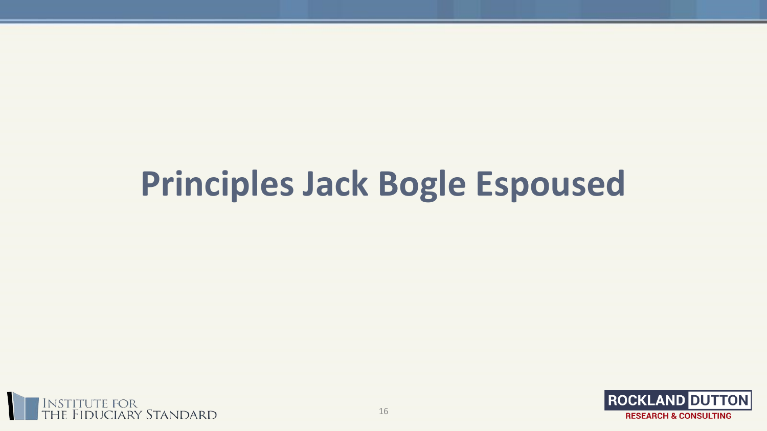# Principles Jack Bogle Espoused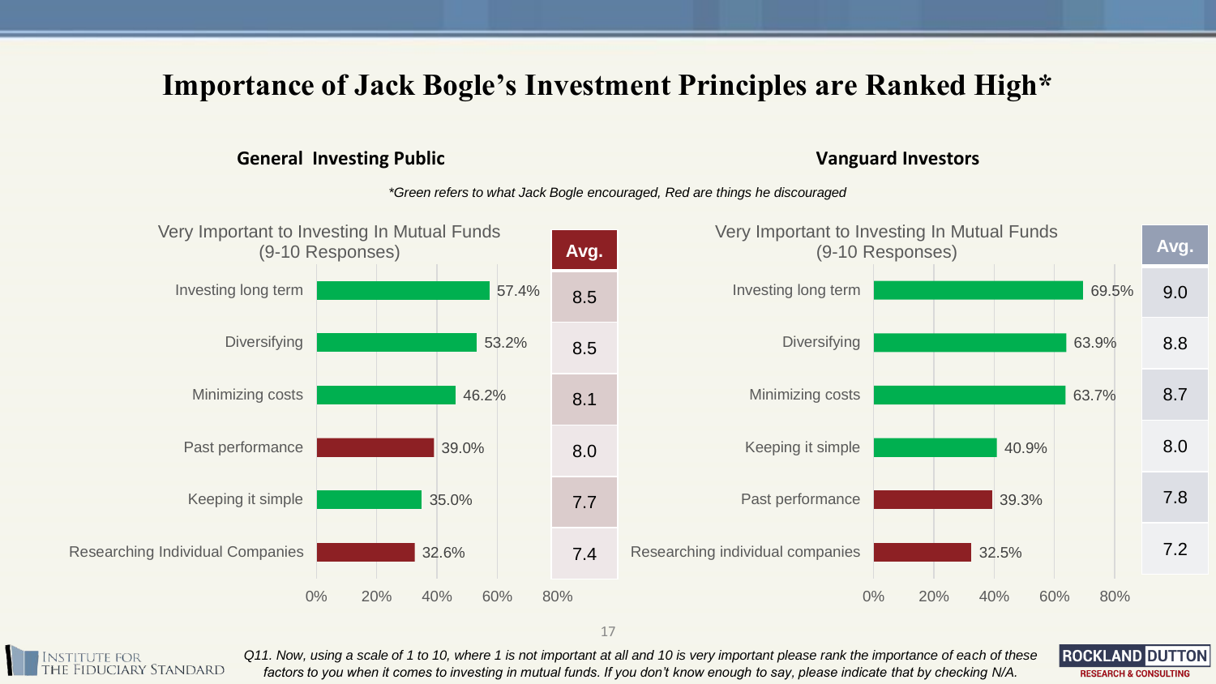# Importance of Jack Bogle's Investment Principles are Ranked High*

*\*Green refers to what Jack Bogle encouraged, Red are things he discouraged*

## General Investing Public

Very Important to Investing In Mutual Funds (9-10 Responses)

| Factor | % (9-10 Responses) | Avg. |
|---|---|---|
| Investing long term | 57.4% | 8.5 |
| Diversifying | 53.2% | 8.5 |
| Minimizing costs | 46.2% | 8.1 |
| Past performance | 39.0% | 8.0 |
| Keeping it simple | 35.0% | 7.7 |
| Researching Individual Companies | 32.6% | 7.4 |

## Vanguard Investors

Very Important to Investing In Mutual Funds (9-10 Responses)

| Factor | % (9-10 Responses) | Avg. |
|---|---|---|
| Investing long term | 69.5% | 9.0 |
| Diversifying | 63.9% | 8.8 |
| Minimizing costs | 63.7% | 8.7 |
| Keeping it simple | 40.9% | 8.0 |
| Past performance | 39.3% | 7.8 |
| Researching individual companies | 32.5% | 7.2 |

*Q11. Now, using a scale of 1 to 10, where 1 is not important at all and 10 is very important please rank the importance of each of these factors to you when it comes to investing in mutual funds. If you don't know enough to say, please indicate that by checking N/A.*

Institute for the Fiduciary Standard | Rockland Dutton Research & Consulting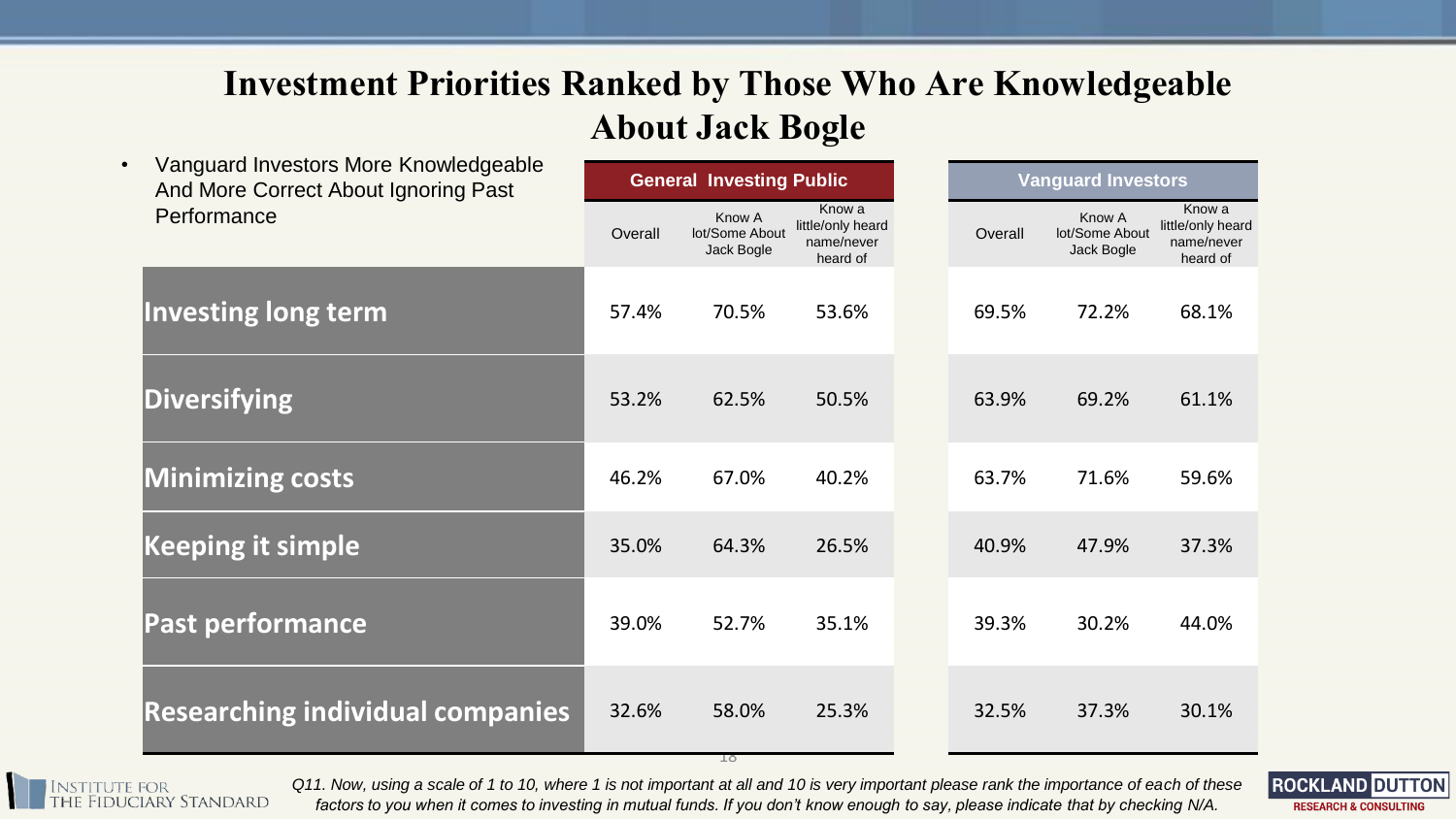# Investment Priorities Ranked by Those Who Are Knowledgeable About Jack Bogle

- Vanguard Investors More Knowledgeable And More Correct About Ignoring Past Performance

| | General Investing Public | | | Vanguard Investors | | |
|---|---|---|---|---|---|---|
| | Overall | Know A lot/Some About Jack Bogle | Know a little/only heard name/never heard of | Overall | Know A lot/Some About Jack Bogle | Know a little/only heard name/never heard of |
| **Investing long term** | 57.4% | 70.5% | 53.6% | 69.5% | 72.2% | 68.1% |
| **Diversifying** | 53.2% | 62.5% | 50.5% | 63.9% | 69.2% | 61.1% |
| **Minimizing costs** | 46.2% | 67.0% | 40.2% | 63.7% | 71.6% | 59.6% |
| **Keeping it simple** | 35.0% | 64.3% | 26.5% | 40.9% | 47.9% | 37.3% |
| **Past performance** | 39.0% | 52.7% | 35.1% | 39.3% | 30.2% | 44.0% |
| **Researching individual companies** | 32.6% | 58.0% | 25.3% | 32.5% | 37.3% | 30.1% |

*Q11. Now, using a scale of 1 to 10, where 1 is not important at all and 10 is very important please rank the importance of each of these factors to you when it comes to investing in mutual funds. If you don't know enough to say, please indicate that by checking N/A.*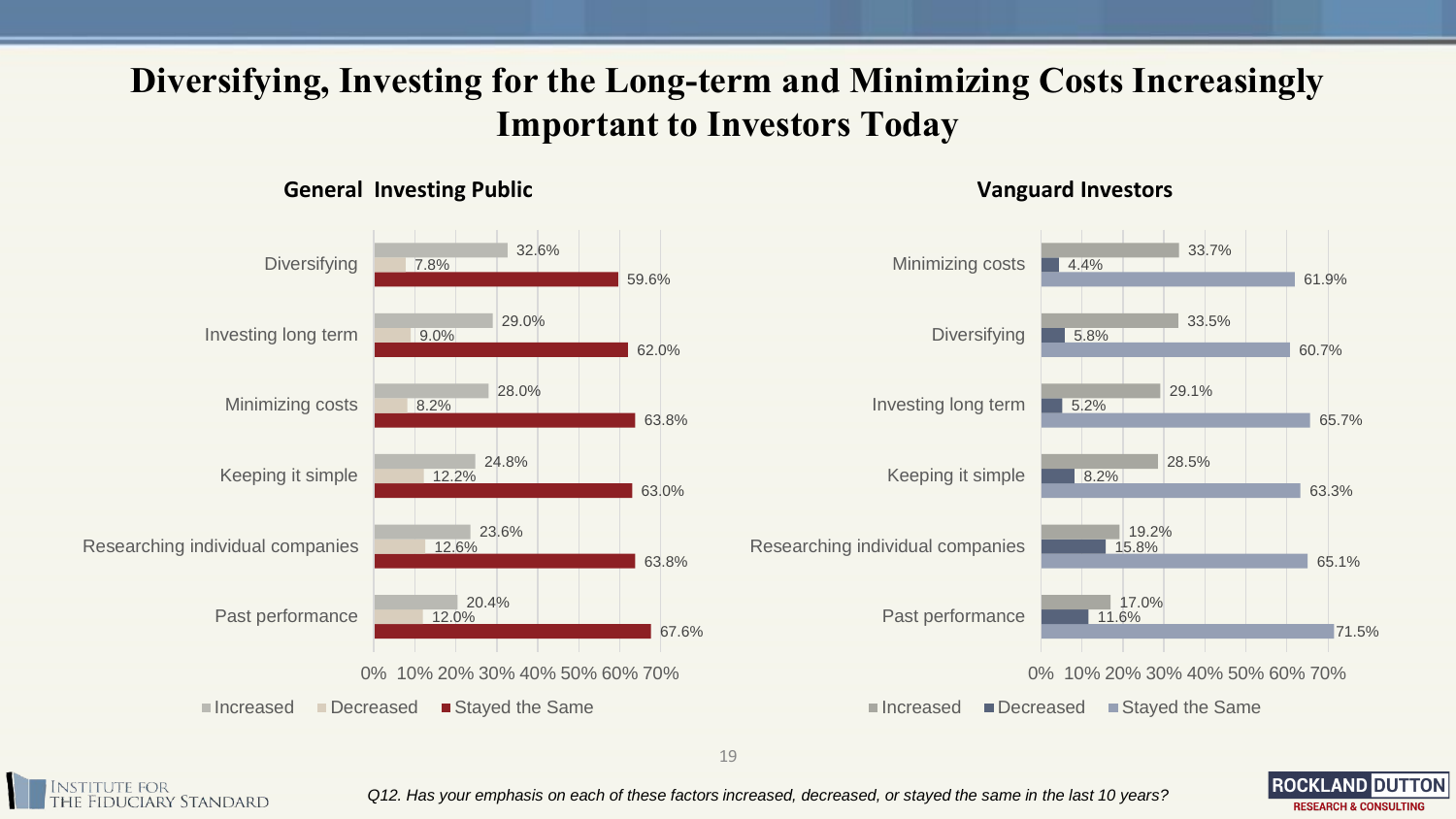# Diversifying, Investing for the Long-term and Minimizing Costs Increasingly Important to Investors Today

### General Investing Public

| | Increased | Decreased | Stayed the Same |
|---|---|---|---|
| Diversifying | 32.6% | 7.8% | 59.6% |
| Investing long term | 29.0% | 9.0% | 62.0% |
| Minimizing costs | 28.0% | 8.2% | 63.8% |
| Keeping it simple | 24.8% | 12.2% | 63.0% |
| Researching individual companies | 23.6% | 12.6% | 63.8% |
| Past performance | 20.4% | 12.0% | 67.6% |

### Vanguard Investors

| | Increased | Decreased | Stayed the Same |
|---|---|---|---|
| Minimizing costs | 33.7% | 4.4% | 61.9% |
| Diversifying | 33.5% | 5.8% | 60.7% |
| Investing long term | 29.1% | 5.2% | 65.7% |
| Keeping it simple | 28.5% | 8.2% | 63.3% |
| Researching individual companies | 19.2% | 15.8% | 65.1% |
| Past performance | 17.0% | 11.6% | 71.5% |

Institute for the Fiduciary Standard

*Q12. Has your emphasis on each of these factors increased, decreased, or stayed the same in the last 10 years?*

Rockland Dutton Research & Consulting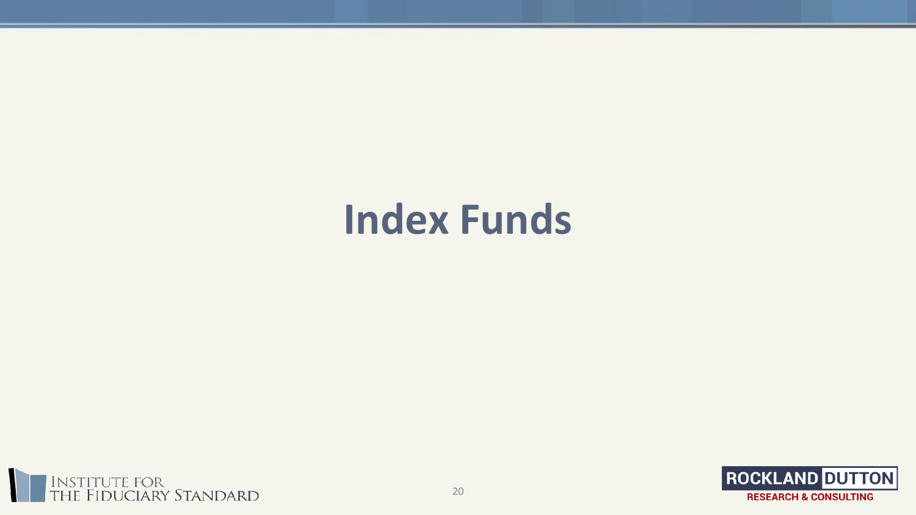# Index Funds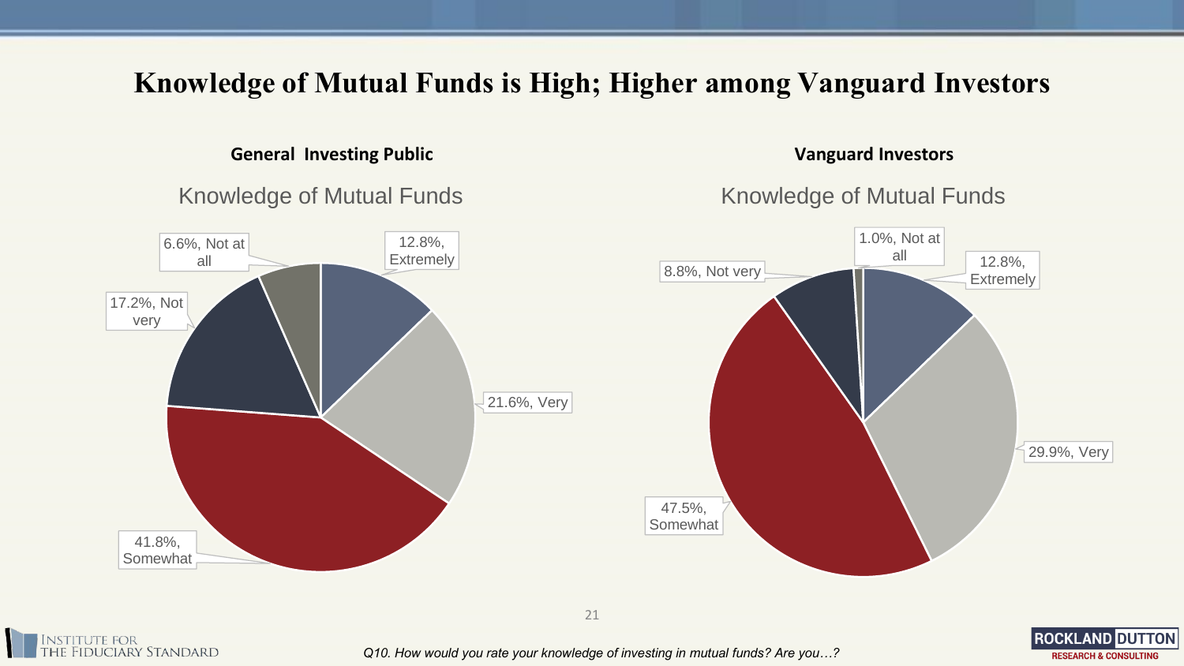# Knowledge of Mutual Funds is High; Higher among Vanguard Investors

## General Investing Public

### Knowledge of Mutual Funds

- 12.8%, Extremely
- 21.6%, Very
- 41.8%, Somewhat
- 17.2%, Not very
- 6.6%, Not at all

## Vanguard Investors

### Knowledge of Mutual Funds

- 12.8%, Extremely
- 29.9%, Very
- 47.5%, Somewhat
- 8.8%, Not very
- 1.0%, Not at all

*Q10. How would you rate your knowledge of investing in mutual funds? Are you…?*

INSTITUTE FOR THE FIDUCIARY STANDARD

ROCKLAND DUTTON RESEARCH & CONSULTING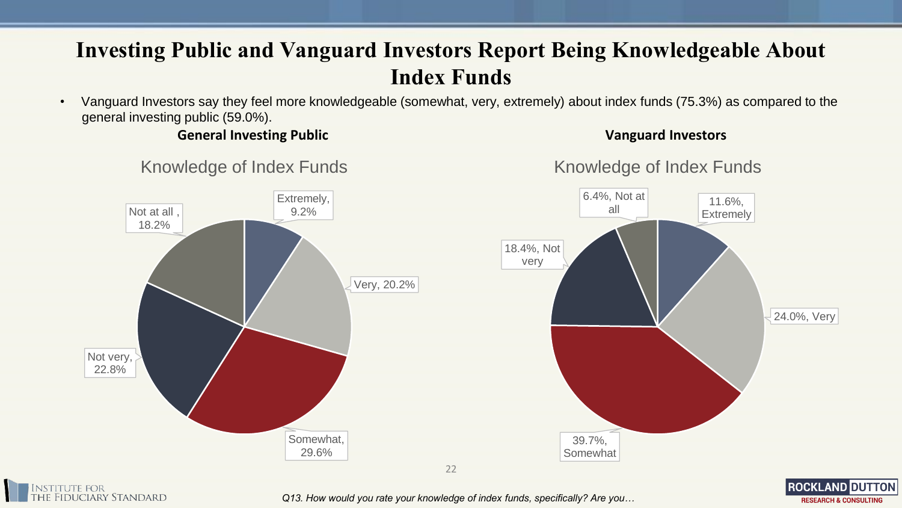# Investing Public and Vanguard Investors Report Being Knowledgeable About Index Funds

- Vanguard Investors say they feel more knowledgeable (somewhat, very, extremely) about index funds (75.3%) as compared to the general investing public (59.0%).

**General Investing Public**

Knowledge of Index Funds

| Response | Percentage |
| --- | --- |
| Extremely | 9.2% |
| Very | 20.2% |
| Somewhat | 29.6% |
| Not very | 22.8% |
| Not at all | 18.2% |

**Vanguard Investors**

Knowledge of Index Funds

| Response | Percentage |
| --- | --- |
| Extremely | 11.6% |
| Very | 24.0% |
| Somewhat | 39.7% |
| Not very | 18.4% |
| Not at all | 6.4% |

*Q13. How would you rate your knowledge of index funds, specifically? Are you…*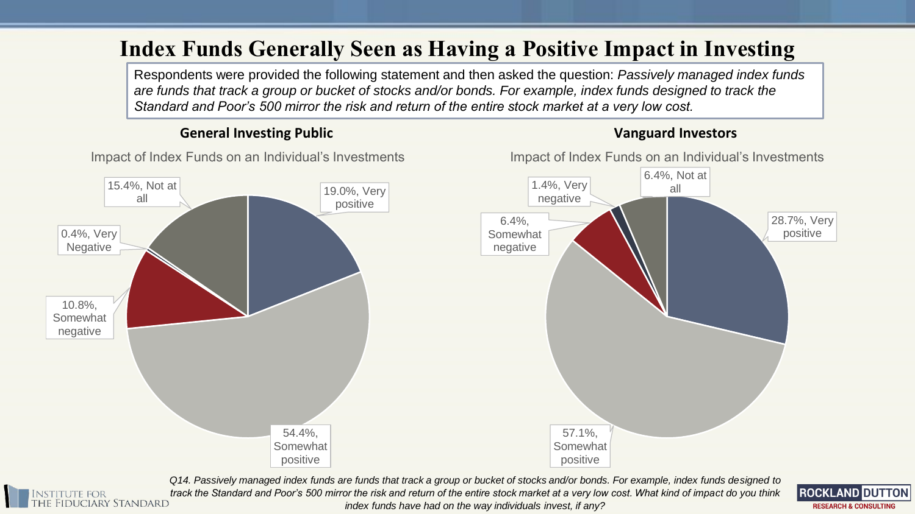# Index Funds Generally Seen as Having a Positive Impact in Investing

Respondents were provided the following statement and then asked the question: *Passively managed index funds are funds that track a group or bucket of stocks and/or bonds. For example, index funds designed to track the Standard and Poor's 500 mirror the risk and return of the entire stock market at a very low cost.*

## General Investing Public

Impact of Index Funds on an Individual's Investments

- 19.0%, Very positive
- 54.4%, Somewhat positive
- 10.8%, Somewhat negative
- 0.4%, Very Negative
- 15.4%, Not at all

## Vanguard Investors

Impact of Index Funds on an Individual's Investments

- 28.7%, Very positive
- 57.1%, Somewhat positive
- 6.4%, Somewhat negative
- 1.4%, Very negative
- 6.4%, Not at all

*Q14. Passively managed index funds are funds that track a group or bucket of stocks and/or bonds. For example, index funds designed to track the Standard and Poor's 500 mirror the risk and return of the entire stock market at a very low cost. What kind of impact do you think index funds have had on the way individuals invest, if any?*

Institute for the Fiduciary Standard

Rockland Dutton Research & Consulting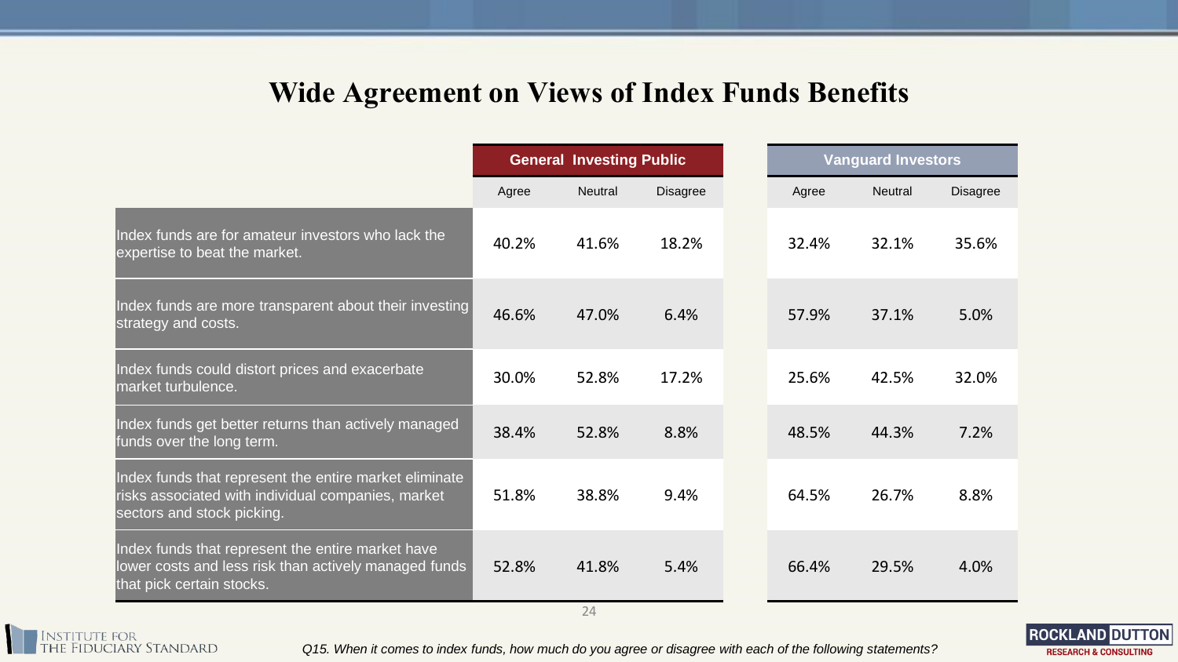# Wide Agreement on Views of Index Funds Benefits

| | General Investing Public | | | Vanguard Investors | | |
|---|---|---|---|---|---|---|
| | Agree | Neutral | Disagree | Agree | Neutral | Disagree |
| Index funds are for amateur investors who lack the expertise to beat the market. | 40.2% | 41.6% | 18.2% | 32.4% | 32.1% | 35.6% |
| Index funds are more transparent about their investing strategy and costs. | 46.6% | 47.0% | 6.4% | 57.9% | 37.1% | 5.0% |
| Index funds could distort prices and exacerbate market turbulence. | 30.0% | 52.8% | 17.2% | 25.6% | 42.5% | 32.0% |
| Index funds get better returns than actively managed funds over the long term. | 38.4% | 52.8% | 8.8% | 48.5% | 44.3% | 7.2% |
| Index funds that represent the entire market eliminate risks associated with individual companies, market sectors and stock picking. | 51.8% | 38.8% | 9.4% | 64.5% | 26.7% | 8.8% |
| Index funds that represent the entire market have lower costs and less risk than actively managed funds that pick certain stocks. | 52.8% | 41.8% | 5.4% | 66.4% | 29.5% | 4.0% |

*Q15. When it comes to index funds, how much do you agree or disagree with each of the following statements?*

Institute for the Fiduciary Standard

Rockland Dutton Research & Consulting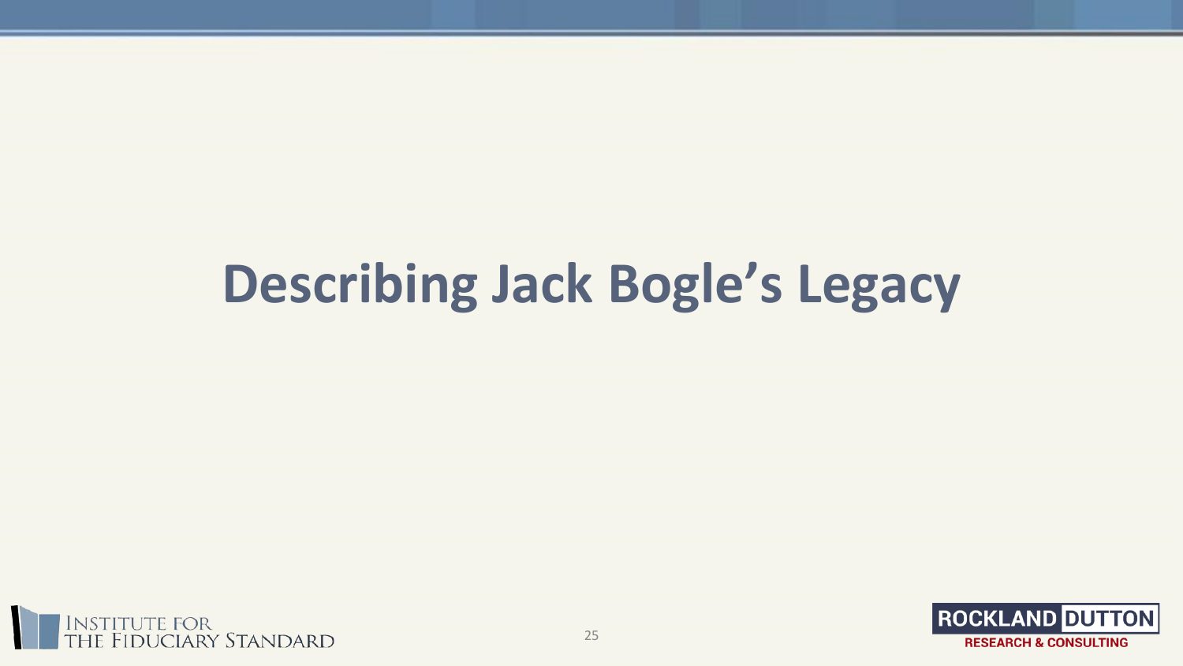# Describing Jack Bogle's Legacy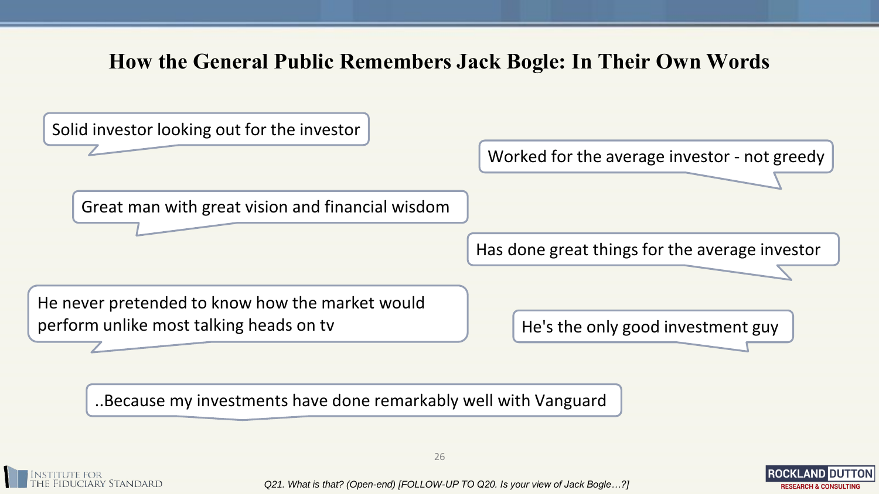# How the General Public Remembers Jack Bogle: In Their Own Words

- Solid investor looking out for the investor
- Worked for the average investor - not greedy
- Great man with great vision and financial wisdom
- Has done great things for the average investor
- He never pretended to know how the market would perform unlike most talking heads on tv
- He's the only good investment guy
- ..Because my investments have done remarkably well with Vanguard

*Q21. What is that? (Open-end) [FOLLOW-UP TO Q20. Is your view of Jack Bogle…?]*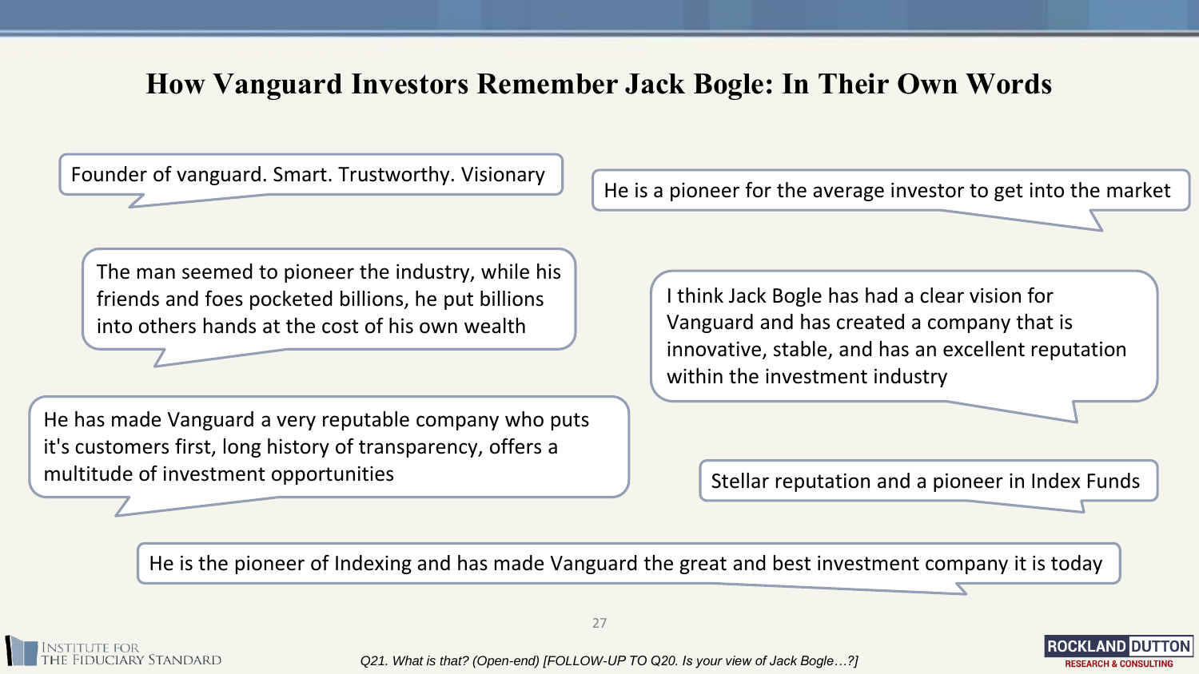# How Vanguard Investors Remember Jack Bogle: In Their Own Words

> Founder of vanguard. Smart. Trustworthy. Visionary

> He is a pioneer for the average investor to get into the market

> The man seemed to pioneer the industry, while his friends and foes pocketed billions, he put billions into others hands at the cost of his own wealth

> I think Jack Bogle has had a clear vision for Vanguard and has created a company that is innovative, stable, and has an excellent reputation within the investment industry

> He has made Vanguard a very reputable company who puts it's customers first, long history of transparency, offers a multitude of investment opportunities

> Stellar reputation and a pioneer in Index Funds

> He is the pioneer of Indexing and has made Vanguard the great and best investment company it is today

*Q21. What is that? (Open-end) [FOLLOW-UP TO Q20. Is your view of Jack Bogle…?]*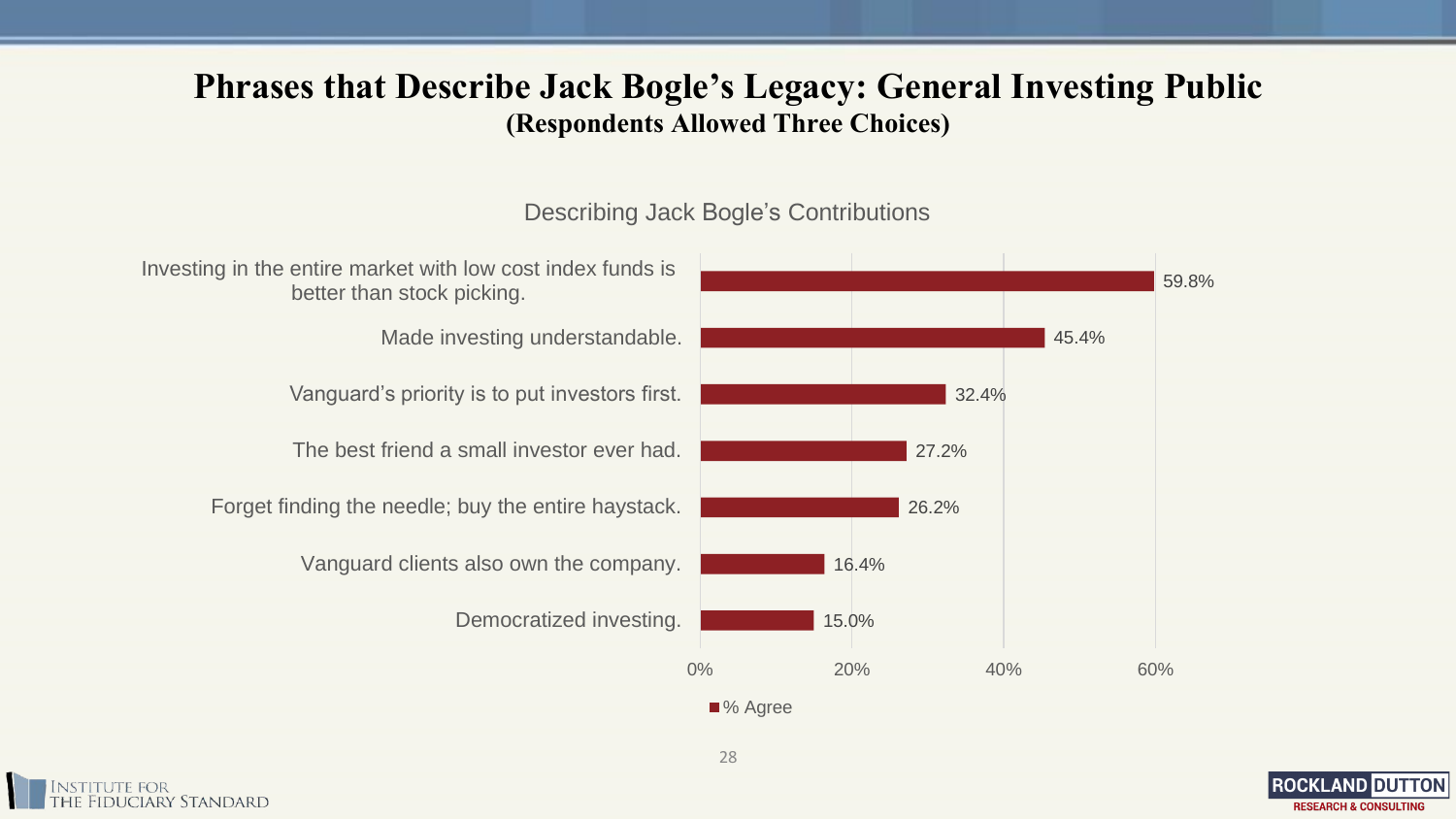# Phrases that Describe Jack Bogle's Legacy: General Investing Public

## (Respondents Allowed Three Choices)

Describing Jack Bogle's Contributions

| Phrase | % Agree |
|---|---|
| Investing in the entire market with low cost index funds is better than stock picking. | 59.8% |
| Made investing understandable. | 45.4% |
| Vanguard's priority is to put investors first. | 32.4% |
| The best friend a small investor ever had. | 27.2% |
| Forget finding the needle; buy the entire haystack. | 26.2% |
| Vanguard clients also own the company. | 16.4% |
| Democratized investing. | 15.0% |

Institute for the Fiduciary Standard

Rockland Dutton Research & Consulting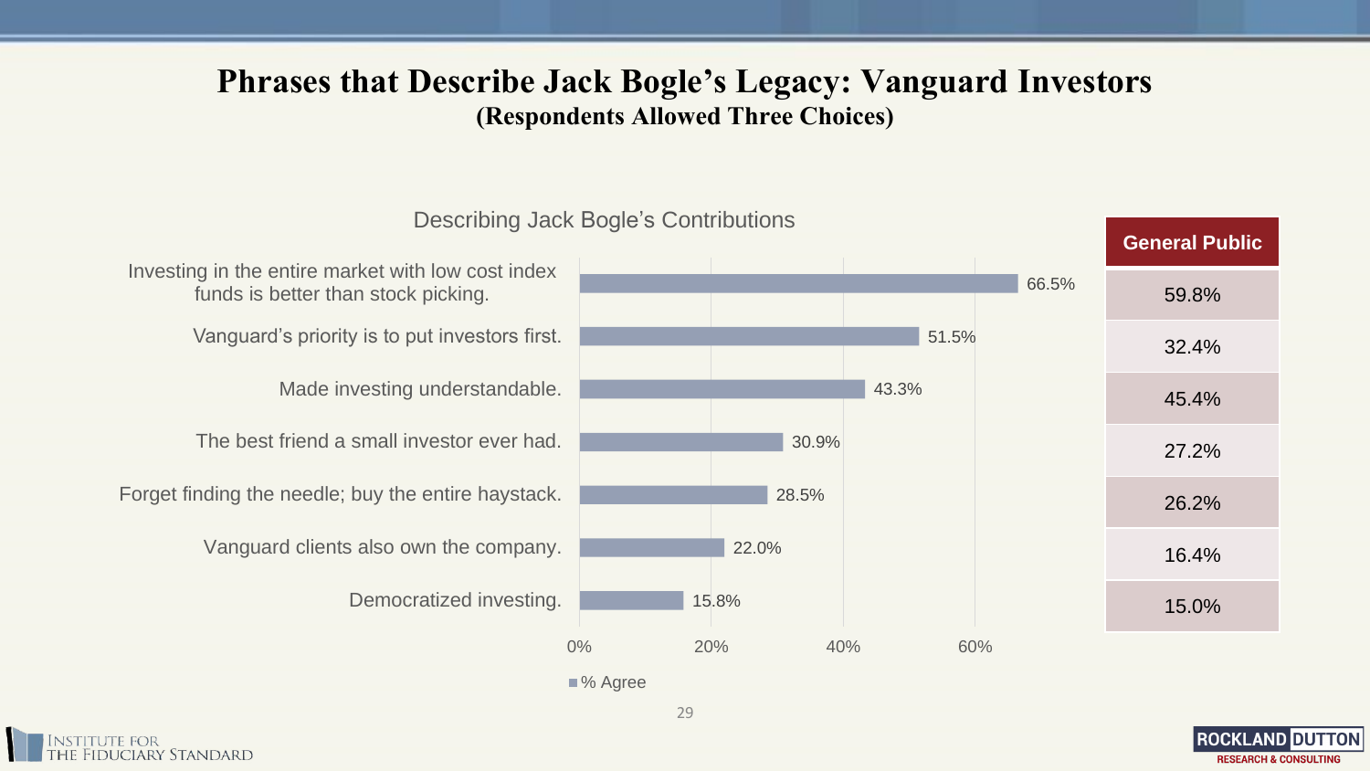# Phrases that Describe Jack Bogle's Legacy: Vanguard Investors

**(Respondents Allowed Three Choices)**

### Describing Jack Bogle's Contributions

| Phrase | Vanguard Investors (% Agree) | General Public |
|---|---|---|
| Investing in the entire market with low cost index funds is better than stock picking. | 66.5% | 59.8% |
| Vanguard's priority is to put investors first. | 51.5% | 32.4% |
| Made investing understandable. | 43.3% | 45.4% |
| The best friend a small investor ever had. | 30.9% | 27.2% |
| Forget finding the needle; buy the entire haystack. | 28.5% | 26.2% |
| Vanguard clients also own the company. | 22.0% | 16.4% |
| Democratized investing. | 15.8% | 15.0% |

Institute for the Fiduciary Standard

Rockland Dutton Research & Consulting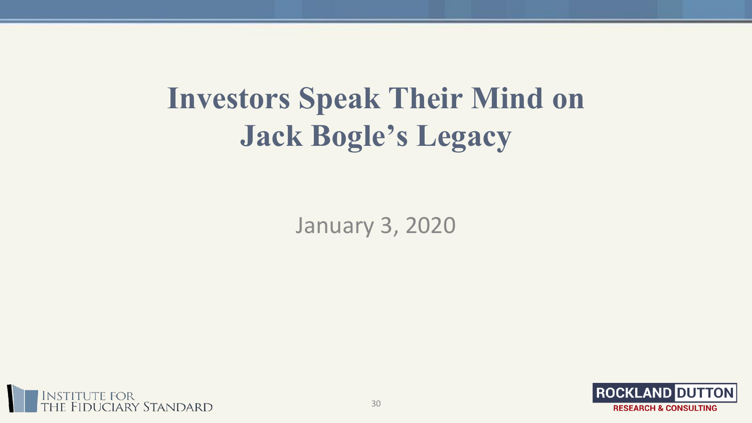# Investors Speak Their Mind on Jack Bogle's Legacy

January 3, 2020

INSTITUTE FOR THE FIDUCIARY STANDARD

ROCKLAND DUTTON RESEARCH & CONSULTING